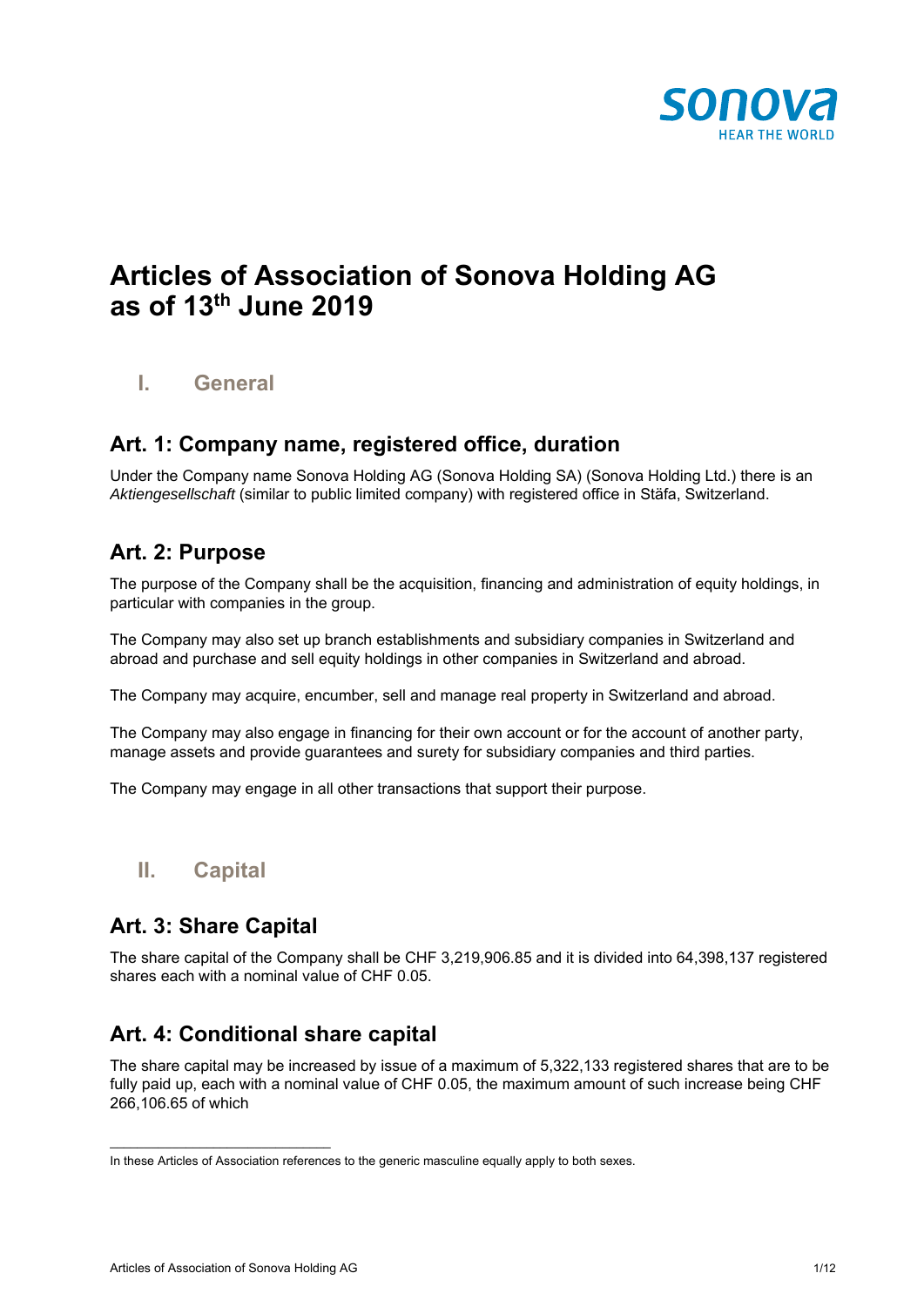# Articles of Association of Sonova Holding AG as of 13th June 2019

## I. General

### Art. 1: Company name, registered office, duration

Under the Company name Sonova Holding AG (Sonova Holding SA) (Sonova Holding Ltd.) there is an *Aktiengesellschaft* (similar to public limited company) with registered office in Stäfa, Switzerland.

### Art. 2: Purpose

The purpose of the Company shall be the acquisition, financing and administration of equity holdings, in particular with companies in the group.

The Company may also set up branch establishments and subsidiary companies in Switzerland and abroad and purchase and sell equity holdings in other companies in Switzerland and abroad.

The Company may acquire, encumber, sell and manage real property in Switzerland and abroad.

The Company may also engage in financing for their own account or for the account of another party, manage assets and provide guarantees and surety for subsidiary companies and third parties.

The Company may engage in all other transactions that support their purpose.

## II. Capital

### Art. 3: Share Capital

The share capital of the Company shall be CHF 3,219,906.85 and it is divided into 64,398,137 registered shares each with a nominal value of CHF 0.05.

### Art. 4: Conditional share capital

The share capital may be increased by issue of a maximum of 5,322,133 registered shares that are to be fully paid up, each with a nominal value of CHF 0.05, the maximum amount of such increase being CHF 266,106.65 of which

---

In these Articles of Association references to the generic masculine equally apply to both sexes.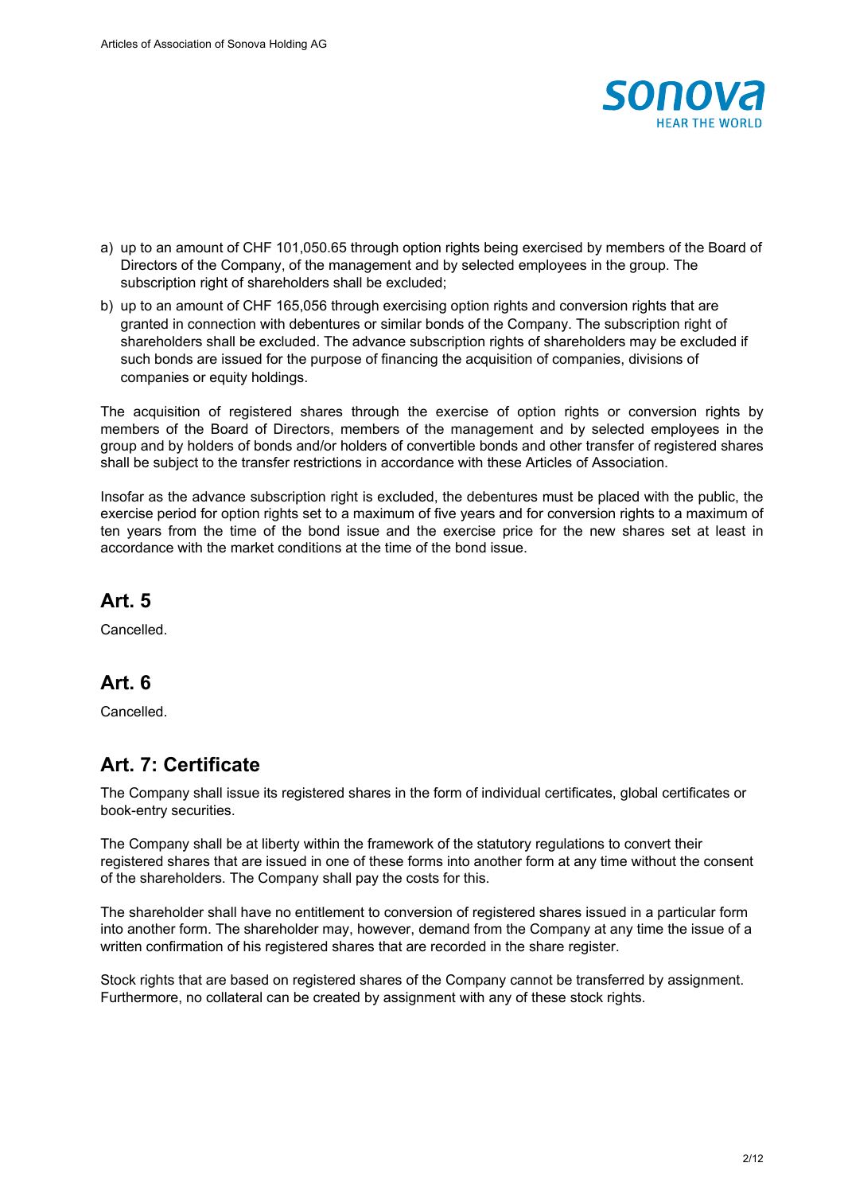a) up to an amount of CHF 101,050.65 through option rights being exercised by members of the Board of Directors of the Company, of the management and by selected employees in the group. The subscription right of shareholders shall be excluded;
b) up to an amount of CHF 165,056 through exercising option rights and conversion rights that are granted in connection with debentures or similar bonds of the Company. The subscription right of shareholders shall be excluded. The advance subscription rights of shareholders may be excluded if such bonds are issued for the purpose of financing the acquisition of companies, divisions of companies or equity holdings.

The acquisition of registered shares through the exercise of option rights or conversion rights by members of the Board of Directors, members of the management and by selected employees in the group and by holders of bonds and/or holders of convertible bonds and other transfer of registered shares shall be subject to the transfer restrictions in accordance with these Articles of Association.

Insofar as the advance subscription right is excluded, the debentures must be placed with the public, the exercise period for option rights set to a maximum of five years and for conversion rights to a maximum of ten years from the time of the bond issue and the exercise price for the new shares set at least in accordance with the market conditions at the time of the bond issue.

## Art. 5

Cancelled.

## Art. 6

Cancelled.

## Art. 7: Certificate

The Company shall issue its registered shares in the form of individual certificates, global certificates or book-entry securities.

The Company shall be at liberty within the framework of the statutory regulations to convert their registered shares that are issued in one of these forms into another form at any time without the consent of the shareholders. The Company shall pay the costs for this.

The shareholder shall have no entitlement to conversion of registered shares issued in a particular form into another form. The shareholder may, however, demand from the Company at any time the issue of a written confirmation of his registered shares that are recorded in the share register.

Stock rights that are based on registered shares of the Company cannot be transferred by assignment. Furthermore, no collateral can be created by assignment with any of these stock rights.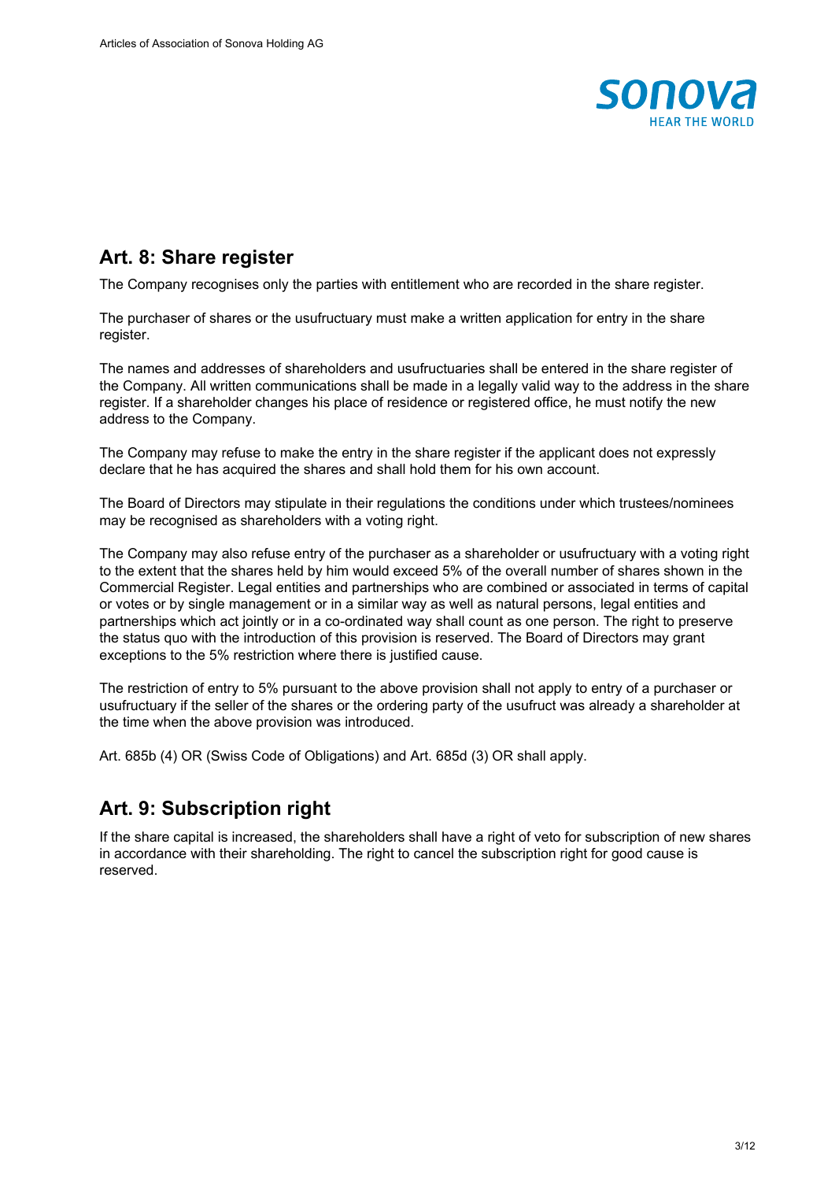## Art. 8: Share register

The Company recognises only the parties with entitlement who are recorded in the share register.

The purchaser of shares or the usufructuary must make a written application for entry in the share register.

The names and addresses of shareholders and usufructuaries shall be entered in the share register of the Company. All written communications shall be made in a legally valid way to the address in the share register. If a shareholder changes his place of residence or registered office, he must notify the new address to the Company.

The Company may refuse to make the entry in the share register if the applicant does not expressly declare that he has acquired the shares and shall hold them for his own account.

The Board of Directors may stipulate in their regulations the conditions under which trustees/nominees may be recognised as shareholders with a voting right.

The Company may also refuse entry of the purchaser as a shareholder or usufructuary with a voting right to the extent that the shares held by him would exceed 5% of the overall number of shares shown in the Commercial Register. Legal entities and partnerships who are combined or associated in terms of capital or votes or by single management or in a similar way as well as natural persons, legal entities and partnerships which act jointly or in a co-ordinated way shall count as one person. The right to preserve the status quo with the introduction of this provision is reserved. The Board of Directors may grant exceptions to the 5% restriction where there is justified cause.

The restriction of entry to 5% pursuant to the above provision shall not apply to entry of a purchaser or usufructuary if the seller of the shares or the ordering party of the usufruct was already a shareholder at the time when the above provision was introduced.

Art. 685b (4) OR (Swiss Code of Obligations) and Art. 685d (3) OR shall apply.

## Art. 9: Subscription right

If the share capital is increased, the shareholders shall have a right of veto for subscription of new shares in accordance with their shareholding. The right to cancel the subscription right for good cause is reserved.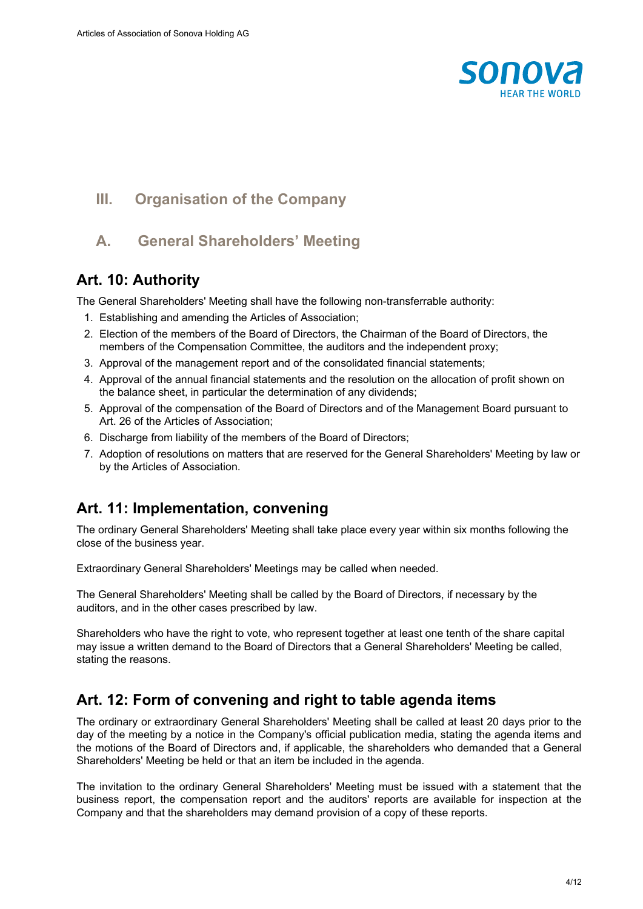## III. Organisation of the Company

### A. General Shareholders' Meeting

#### Art. 10: Authority

The General Shareholders' Meeting shall have the following non-transferrable authority:

1. Establishing and amending the Articles of Association;
2. Election of the members of the Board of Directors, the Chairman of the Board of Directors, the members of the Compensation Committee, the auditors and the independent proxy;
3. Approval of the management report and of the consolidated financial statements;
4. Approval of the annual financial statements and the resolution on the allocation of profit shown on the balance sheet, in particular the determination of any dividends;
5. Approval of the compensation of the Board of Directors and of the Management Board pursuant to Art. 26 of the Articles of Association;
6. Discharge from liability of the members of the Board of Directors;
7. Adoption of resolutions on matters that are reserved for the General Shareholders' Meeting by law or by the Articles of Association.

#### Art. 11: Implementation, convening

The ordinary General Shareholders' Meeting shall take place every year within six months following the close of the business year.

Extraordinary General Shareholders' Meetings may be called when needed.

The General Shareholders' Meeting shall be called by the Board of Directors, if necessary by the auditors, and in the other cases prescribed by law.

Shareholders who have the right to vote, who represent together at least one tenth of the share capital may issue a written demand to the Board of Directors that a General Shareholders' Meeting be called, stating the reasons.

#### Art. 12: Form of convening and right to table agenda items

The ordinary or extraordinary General Shareholders' Meeting shall be called at least 20 days prior to the day of the meeting by a notice in the Company's official publication media, stating the agenda items and the motions of the Board of Directors and, if applicable, the shareholders who demanded that a General Shareholders' Meeting be held or that an item be included in the agenda.

The invitation to the ordinary General Shareholders' Meeting must be issued with a statement that the business report, the compensation report and the auditors' reports are available for inspection at the Company and that the shareholders may demand provision of a copy of these reports.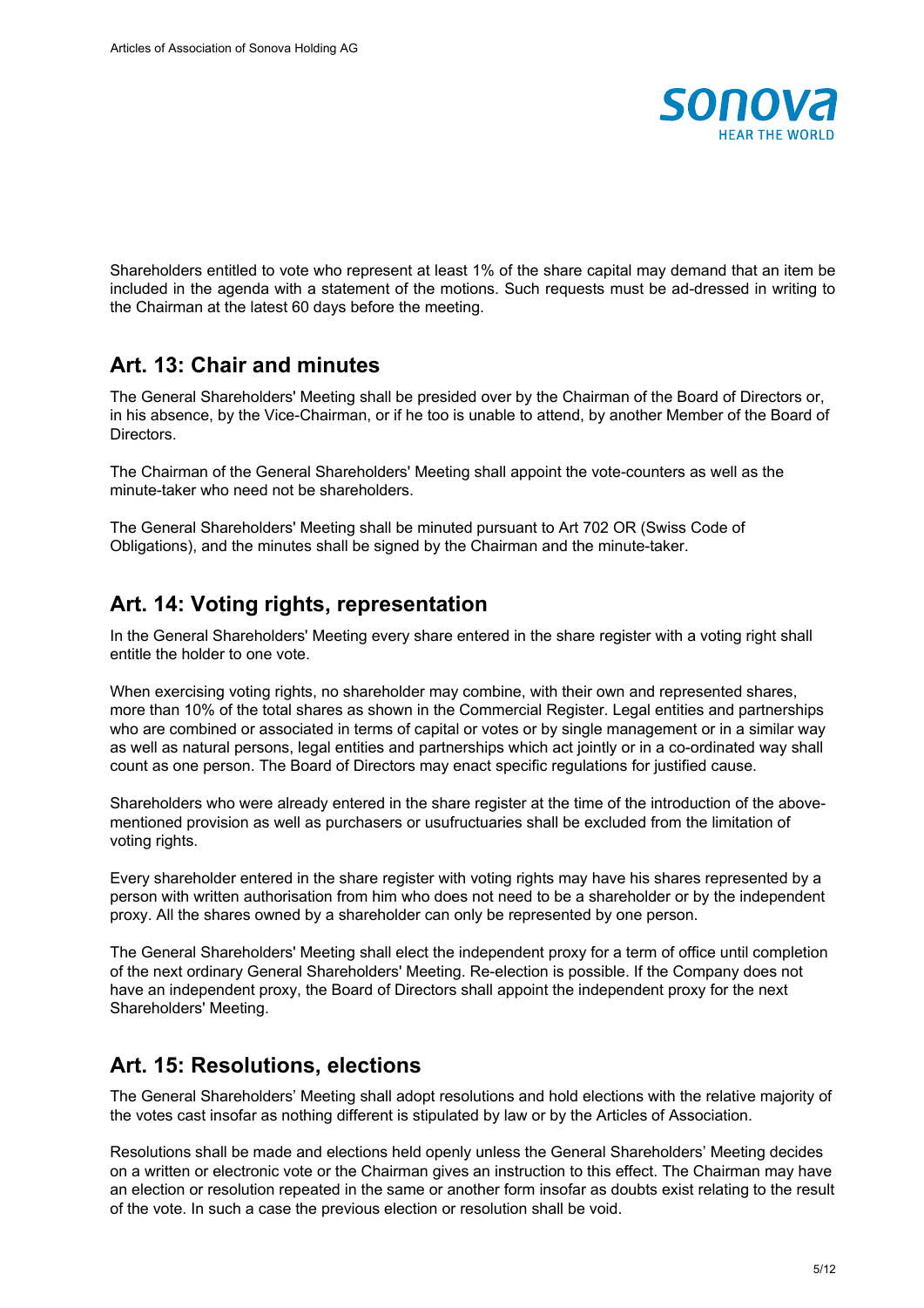Shareholders entitled to vote who represent at least 1% of the share capital may demand that an item be included in the agenda with a statement of the motions. Such requests must be ad-dressed in writing to the Chairman at the latest 60 days before the meeting.

## Art. 13: Chair and minutes

The General Shareholders' Meeting shall be presided over by the Chairman of the Board of Directors or, in his absence, by the Vice-Chairman, or if he too is unable to attend, by another Member of the Board of Directors.

The Chairman of the General Shareholders' Meeting shall appoint the vote-counters as well as the minute-taker who need not be shareholders.

The General Shareholders' Meeting shall be minuted pursuant to Art 702 OR (Swiss Code of Obligations), and the minutes shall be signed by the Chairman and the minute-taker.

## Art. 14: Voting rights, representation

In the General Shareholders' Meeting every share entered in the share register with a voting right shall entitle the holder to one vote.

When exercising voting rights, no shareholder may combine, with their own and represented shares, more than 10% of the total shares as shown in the Commercial Register. Legal entities and partnerships who are combined or associated in terms of capital or votes or by single management or in a similar way as well as natural persons, legal entities and partnerships which act jointly or in a co-ordinated way shall count as one person. The Board of Directors may enact specific regulations for justified cause.

Shareholders who were already entered in the share register at the time of the introduction of the above-mentioned provision as well as purchasers or usufructuaries shall be excluded from the limitation of voting rights.

Every shareholder entered in the share register with voting rights may have his shares represented by a person with written authorisation from him who does not need to be a shareholder or by the independent proxy. All the shares owned by a shareholder can only be represented by one person.

The General Shareholders' Meeting shall elect the independent proxy for a term of office until completion of the next ordinary General Shareholders' Meeting. Re-election is possible. If the Company does not have an independent proxy, the Board of Directors shall appoint the independent proxy for the next Shareholders' Meeting.

## Art. 15: Resolutions, elections

The General Shareholders' Meeting shall adopt resolutions and hold elections with the relative majority of the votes cast insofar as nothing different is stipulated by law or by the Articles of Association.

Resolutions shall be made and elections held openly unless the General Shareholders' Meeting decides on a written or electronic vote or the Chairman gives an instruction to this effect. The Chairman may have an election or resolution repeated in the same or another form insofar as doubts exist relating to the result of the vote. In such a case the previous election or resolution shall be void.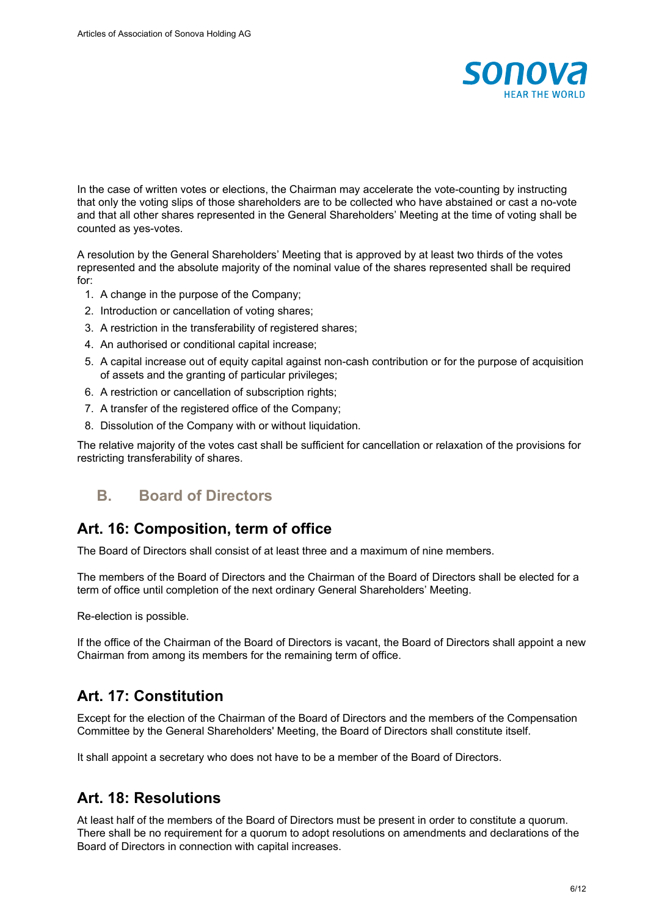In the case of written votes or elections, the Chairman may accelerate the vote-counting by instructing that only the voting slips of those shareholders are to be collected who have abstained or cast a no-vote and that all other shares represented in the General Shareholders' Meeting at the time of voting shall be counted as yes-votes.

A resolution by the General Shareholders' Meeting that is approved by at least two thirds of the votes represented and the absolute majority of the nominal value of the shares represented shall be required for:

1. A change in the purpose of the Company;
2. Introduction or cancellation of voting shares;
3. A restriction in the transferability of registered shares;
4. An authorised or conditional capital increase;
5. A capital increase out of equity capital against non-cash contribution or for the purpose of acquisition of assets and the granting of particular privileges;
6. A restriction or cancellation of subscription rights;
7. A transfer of the registered office of the Company;
8. Dissolution of the Company with or without liquidation.

The relative majority of the votes cast shall be sufficient for cancellation or relaxation of the provisions for restricting transferability of shares.

## B. Board of Directors

## Art. 16: Composition, term of office

The Board of Directors shall consist of at least three and a maximum of nine members.

The members of the Board of Directors and the Chairman of the Board of Directors shall be elected for a term of office until completion of the next ordinary General Shareholders' Meeting.

Re-election is possible.

If the office of the Chairman of the Board of Directors is vacant, the Board of Directors shall appoint a new Chairman from among its members for the remaining term of office.

## Art. 17: Constitution

Except for the election of the Chairman of the Board of Directors and the members of the Compensation Committee by the General Shareholders' Meeting, the Board of Directors shall constitute itself.

It shall appoint a secretary who does not have to be a member of the Board of Directors.

## Art. 18: Resolutions

At least half of the members of the Board of Directors must be present in order to constitute a quorum. There shall be no requirement for a quorum to adopt resolutions on amendments and declarations of the Board of Directors in connection with capital increases.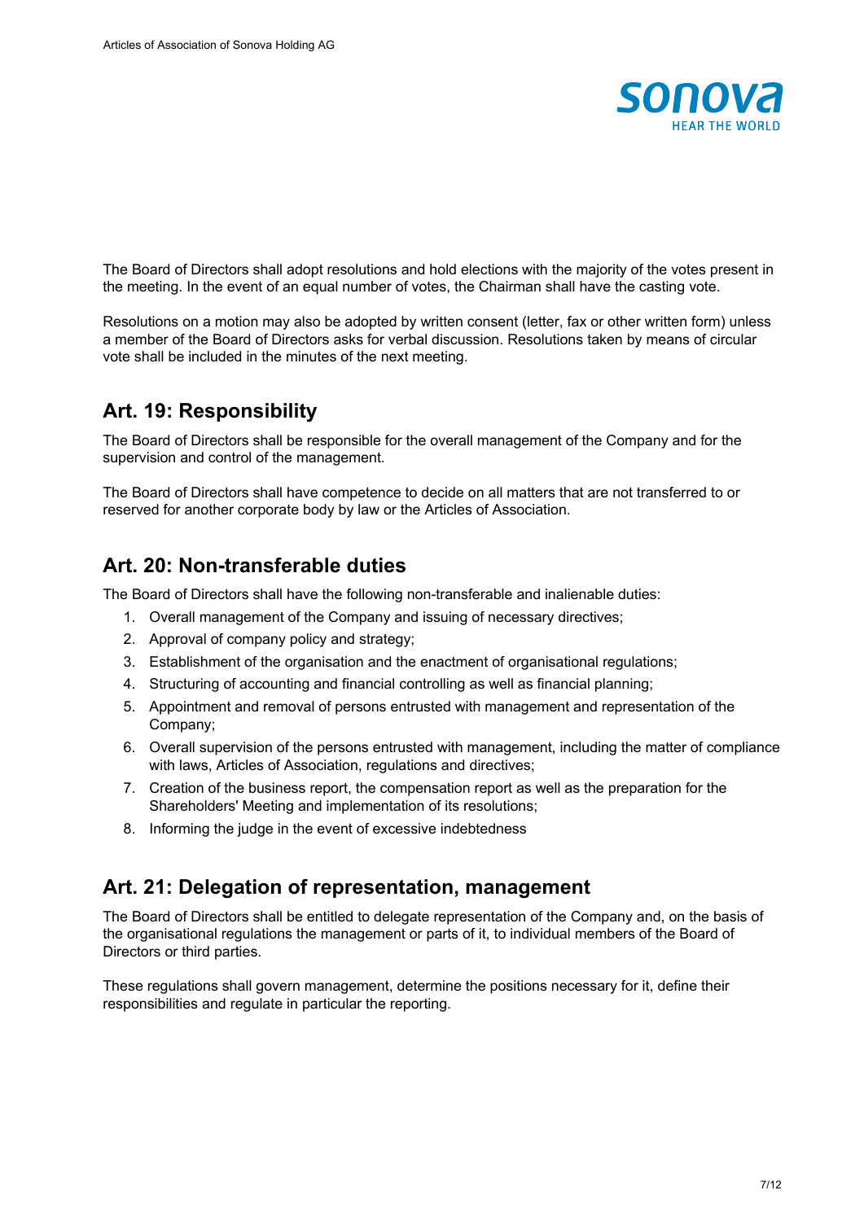The Board of Directors shall adopt resolutions and hold elections with the majority of the votes present in the meeting. In the event of an equal number of votes, the Chairman shall have the casting vote.

Resolutions on a motion may also be adopted by written consent (letter, fax or other written form) unless a member of the Board of Directors asks for verbal discussion. Resolutions taken by means of circular vote shall be included in the minutes of the next meeting.

## Art. 19: Responsibility

The Board of Directors shall be responsible for the overall management of the Company and for the supervision and control of the management.

The Board of Directors shall have competence to decide on all matters that are not transferred to or reserved for another corporate body by law or the Articles of Association.

## Art. 20: Non-transferable duties

The Board of Directors shall have the following non-transferable and inalienable duties:

1. Overall management of the Company and issuing of necessary directives;
2. Approval of company policy and strategy;
3. Establishment of the organisation and the enactment of organisational regulations;
4. Structuring of accounting and financial controlling as well as financial planning;
5. Appointment and removal of persons entrusted with management and representation of the Company;
6. Overall supervision of the persons entrusted with management, including the matter of compliance with laws, Articles of Association, regulations and directives;
7. Creation of the business report, the compensation report as well as the preparation for the Shareholders' Meeting and implementation of its resolutions;
8. Informing the judge in the event of excessive indebtedness

## Art. 21: Delegation of representation, management

The Board of Directors shall be entitled to delegate representation of the Company and, on the basis of the organisational regulations the management or parts of it, to individual members of the Board of Directors or third parties.

These regulations shall govern management, determine the positions necessary for it, define their responsibilities and regulate in particular the reporting.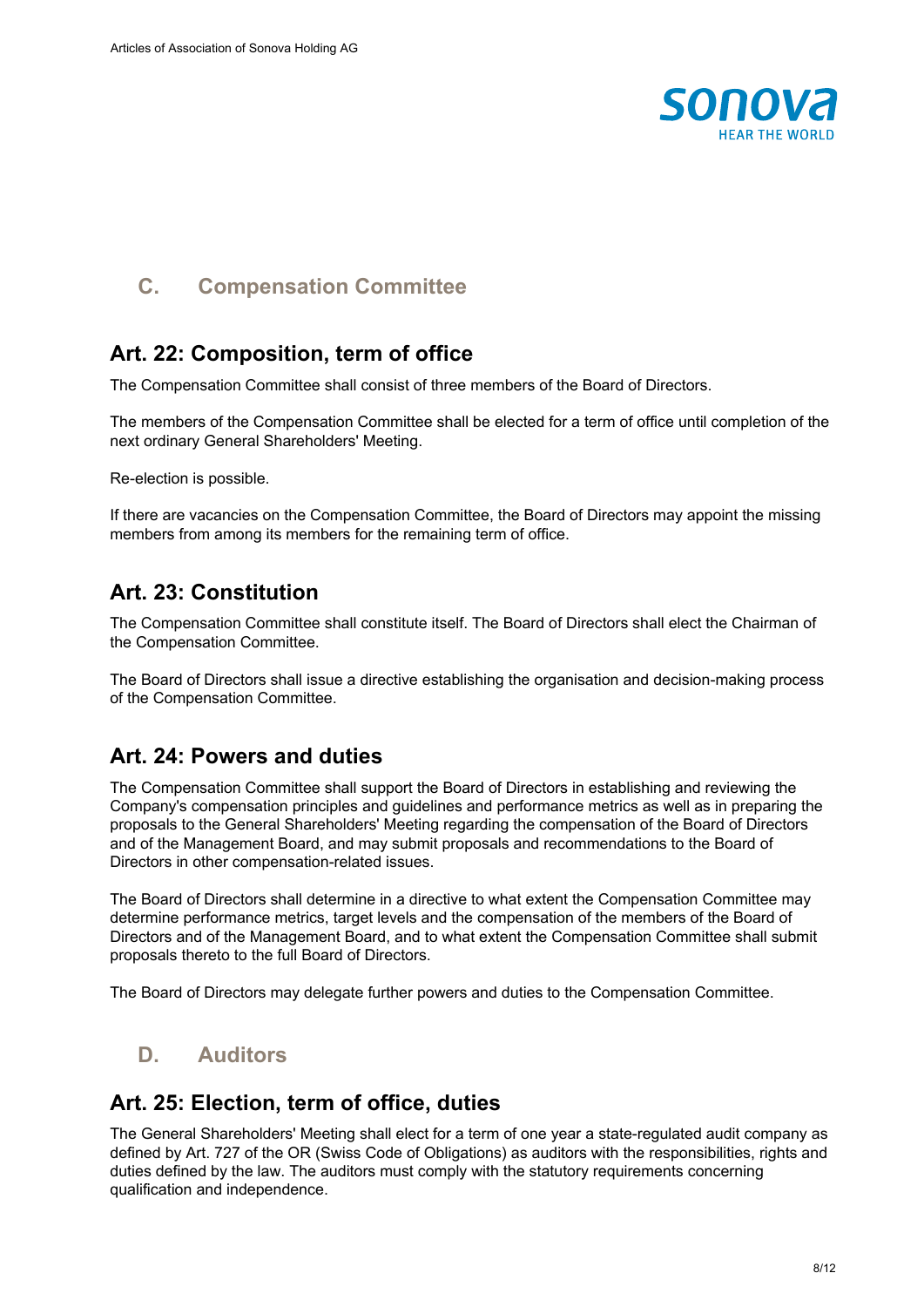## C. Compensation Committee

### Art. 22: Composition, term of office

The Compensation Committee shall consist of three members of the Board of Directors.

The members of the Compensation Committee shall be elected for a term of office until completion of the next ordinary General Shareholders' Meeting.

Re-election is possible.

If there are vacancies on the Compensation Committee, the Board of Directors may appoint the missing members from among its members for the remaining term of office.

### Art. 23: Constitution

The Compensation Committee shall constitute itself. The Board of Directors shall elect the Chairman of the Compensation Committee.

The Board of Directors shall issue a directive establishing the organisation and decision-making process of the Compensation Committee.

### Art. 24: Powers and duties

The Compensation Committee shall support the Board of Directors in establishing and reviewing the Company's compensation principles and guidelines and performance metrics as well as in preparing the proposals to the General Shareholders' Meeting regarding the compensation of the Board of Directors and of the Management Board, and may submit proposals and recommendations to the Board of Directors in other compensation-related issues.

The Board of Directors shall determine in a directive to what extent the Compensation Committee may determine performance metrics, target levels and the compensation of the members of the Board of Directors and of the Management Board, and to what extent the Compensation Committee shall submit proposals thereto to the full Board of Directors.

The Board of Directors may delegate further powers and duties to the Compensation Committee.

## D. Auditors

### Art. 25: Election, term of office, duties

The General Shareholders' Meeting shall elect for a term of one year a state-regulated audit company as defined by Art. 727 of the OR (Swiss Code of Obligations) as auditors with the responsibilities, rights and duties defined by the law. The auditors must comply with the statutory requirements concerning qualification and independence.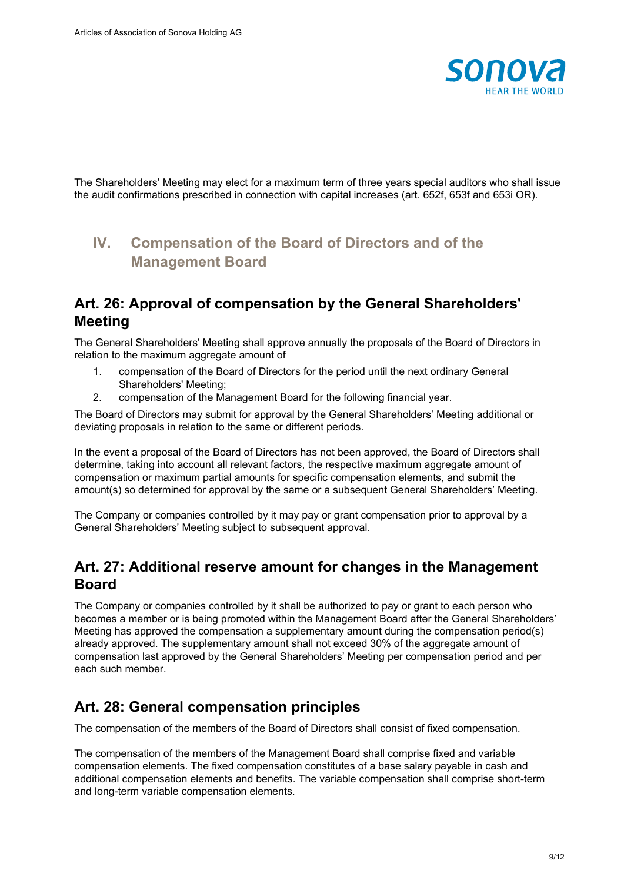The Shareholders' Meeting may elect for a maximum term of three years special auditors who shall issue the audit confirmations prescribed in connection with capital increases (art. 652f, 653f and 653i OR).

# IV. Compensation of the Board of Directors and of the Management Board

## Art. 26: Approval of compensation by the General Shareholders' Meeting

The General Shareholders' Meeting shall approve annually the proposals of the Board of Directors in relation to the maximum aggregate amount of

1. compensation of the Board of Directors for the period until the next ordinary General Shareholders' Meeting;
2. compensation of the Management Board for the following financial year.

The Board of Directors may submit for approval by the General Shareholders' Meeting additional or deviating proposals in relation to the same or different periods.

In the event a proposal of the Board of Directors has not been approved, the Board of Directors shall determine, taking into account all relevant factors, the respective maximum aggregate amount of compensation or maximum partial amounts for specific compensation elements, and submit the amount(s) so determined for approval by the same or a subsequent General Shareholders' Meeting.

The Company or companies controlled by it may pay or grant compensation prior to approval by a General Shareholders' Meeting subject to subsequent approval.

## Art. 27: Additional reserve amount for changes in the Management Board

The Company or companies controlled by it shall be authorized to pay or grant to each person who becomes a member or is being promoted within the Management Board after the General Shareholders' Meeting has approved the compensation a supplementary amount during the compensation period(s) already approved. The supplementary amount shall not exceed 30% of the aggregate amount of compensation last approved by the General Shareholders' Meeting per compensation period and per each such member.

## Art. 28: General compensation principles

The compensation of the members of the Board of Directors shall consist of fixed compensation.

The compensation of the members of the Management Board shall comprise fixed and variable compensation elements. The fixed compensation constitutes of a base salary payable in cash and additional compensation elements and benefits. The variable compensation shall comprise short-term and long-term variable compensation elements.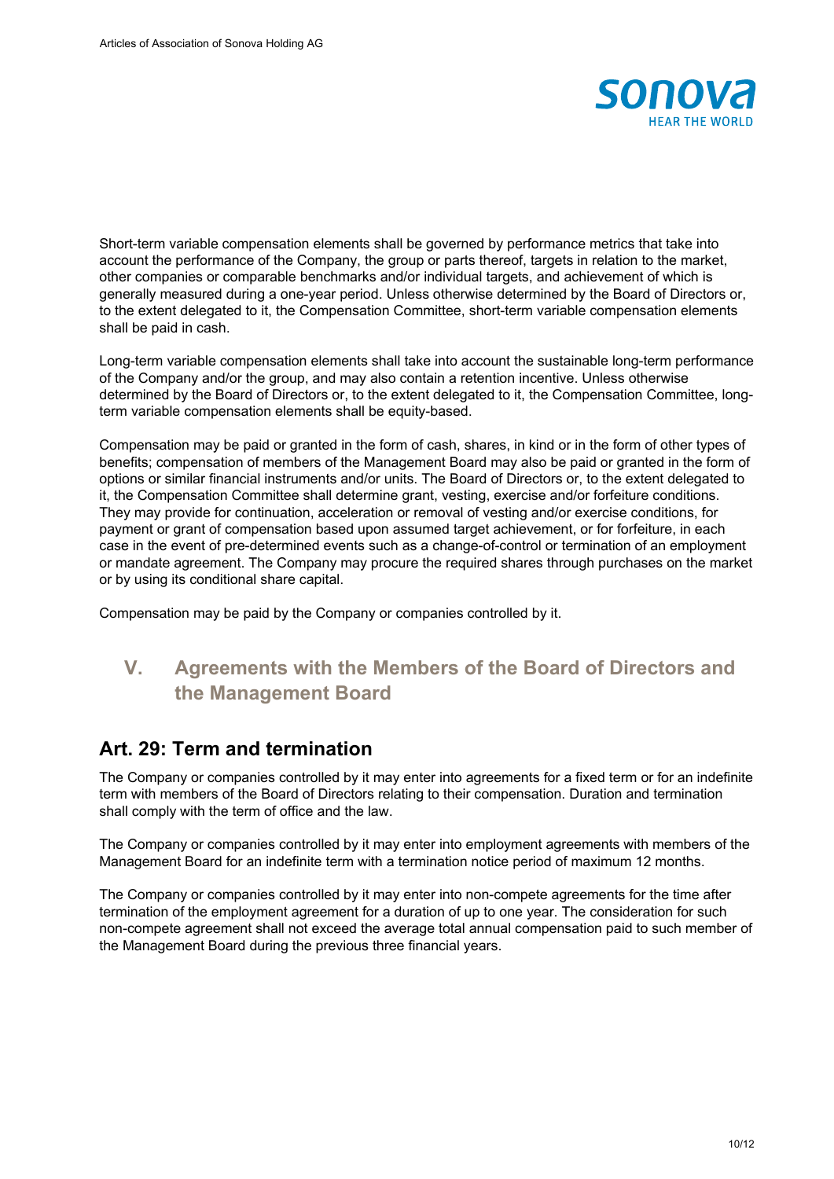Short-term variable compensation elements shall be governed by performance metrics that take into account the performance of the Company, the group or parts thereof, targets in relation to the market, other companies or comparable benchmarks and/or individual targets, and achievement of which is generally measured during a one-year period. Unless otherwise determined by the Board of Directors or, to the extent delegated to it, the Compensation Committee, short-term variable compensation elements shall be paid in cash.

Long-term variable compensation elements shall take into account the sustainable long-term performance of the Company and/or the group, and may also contain a retention incentive. Unless otherwise determined by the Board of Directors or, to the extent delegated to it, the Compensation Committee, long-term variable compensation elements shall be equity-based.

Compensation may be paid or granted in the form of cash, shares, in kind or in the form of other types of benefits; compensation of members of the Management Board may also be paid or granted in the form of options or similar financial instruments and/or units. The Board of Directors or, to the extent delegated to it, the Compensation Committee shall determine grant, vesting, exercise and/or forfeiture conditions. They may provide for continuation, acceleration or removal of vesting and/or exercise conditions, for payment or grant of compensation based upon assumed target achievement, or for forfeiture, in each case in the event of pre-determined events such as a change-of-control or termination of an employment or mandate agreement. The Company may procure the required shares through purchases on the market or by using its conditional share capital.

Compensation may be paid by the Company or companies controlled by it.

# V. Agreements with the Members of the Board of Directors and the Management Board

## Art. 29: Term and termination

The Company or companies controlled by it may enter into agreements for a fixed term or for an indefinite term with members of the Board of Directors relating to their compensation. Duration and termination shall comply with the term of office and the law.

The Company or companies controlled by it may enter into employment agreements with members of the Management Board for an indefinite term with a termination notice period of maximum 12 months.

The Company or companies controlled by it may enter into non-compete agreements for the time after termination of the employment agreement for a duration of up to one year. The consideration for such non-compete agreement shall not exceed the average total annual compensation paid to such member of the Management Board during the previous three financial years.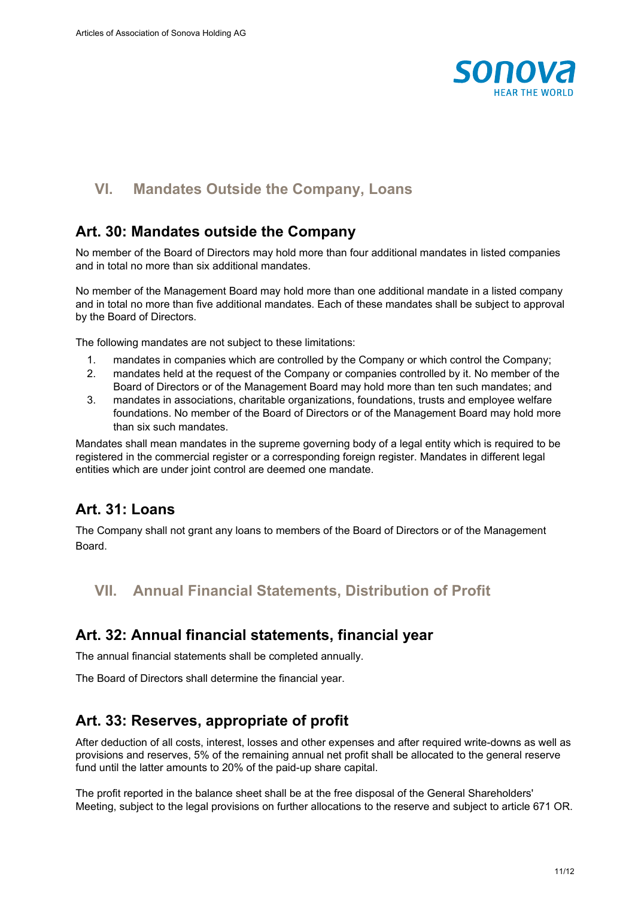## VI. Mandates Outside the Company, Loans

### Art. 30: Mandates outside the Company

No member of the Board of Directors may hold more than four additional mandates in listed companies and in total no more than six additional mandates.

No member of the Management Board may hold more than one additional mandate in a listed company and in total no more than five additional mandates. Each of these mandates shall be subject to approval by the Board of Directors.

The following mandates are not subject to these limitations:

1. mandates in companies which are controlled by the Company or which control the Company;
2. mandates held at the request of the Company or companies controlled by it. No member of the Board of Directors or of the Management Board may hold more than ten such mandates; and
3. mandates in associations, charitable organizations, foundations, trusts and employee welfare foundations. No member of the Board of Directors or of the Management Board may hold more than six such mandates.

Mandates shall mean mandates in the supreme governing body of a legal entity which is required to be registered in the commercial register or a corresponding foreign register. Mandates in different legal entities which are under joint control are deemed one mandate.

### Art. 31: Loans

The Company shall not grant any loans to members of the Board of Directors or of the Management Board.

## VII. Annual Financial Statements, Distribution of Profit

### Art. 32: Annual financial statements, financial year

The annual financial statements shall be completed annually.

The Board of Directors shall determine the financial year.

### Art. 33: Reserves, appropriate of profit

After deduction of all costs, interest, losses and other expenses and after required write-downs as well as provisions and reserves, 5% of the remaining annual net profit shall be allocated to the general reserve fund until the latter amounts to 20% of the paid-up share capital.

The profit reported in the balance sheet shall be at the free disposal of the General Shareholders' Meeting, subject to the legal provisions on further allocations to the reserve and subject to article 671 OR.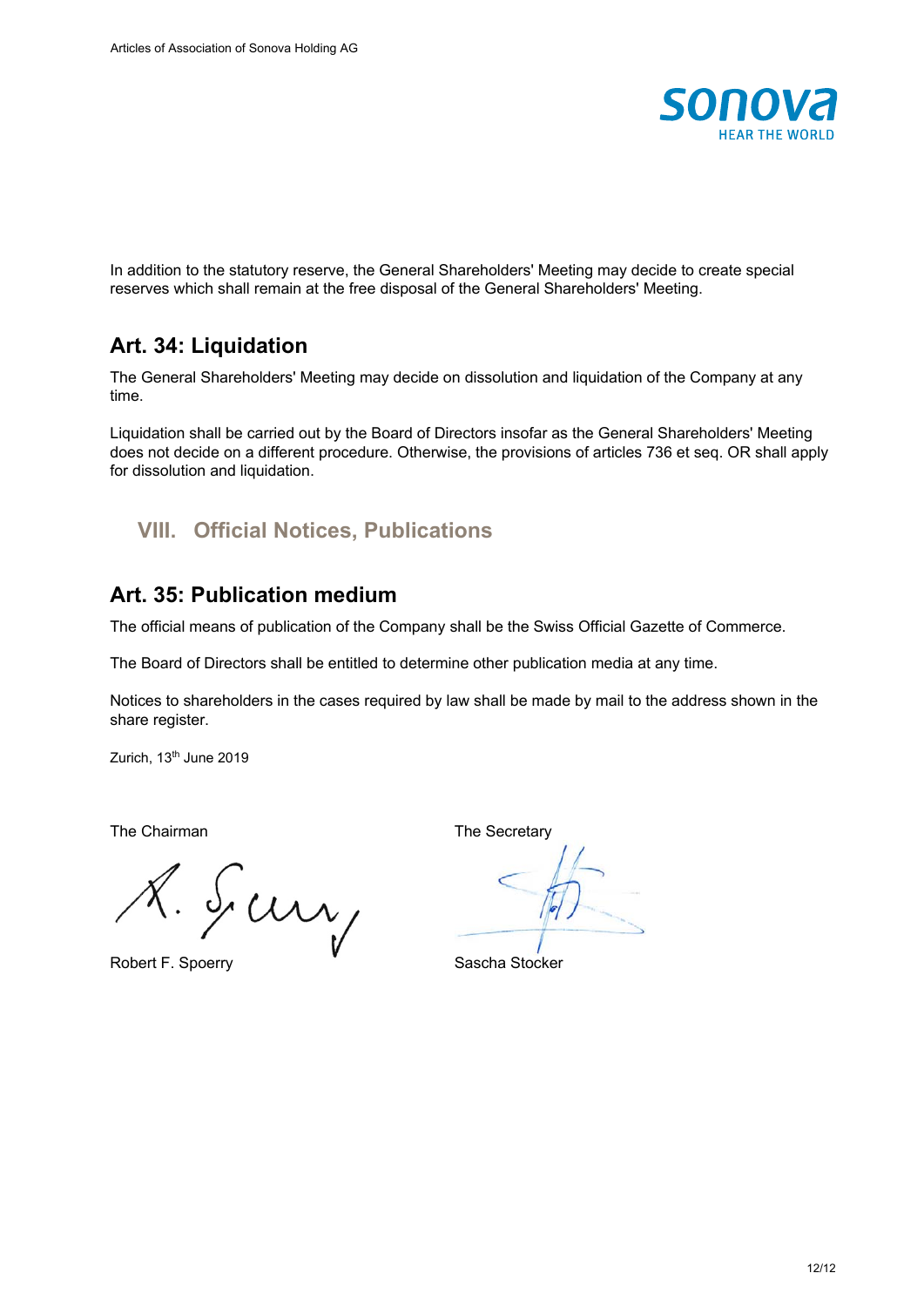In addition to the statutory reserve, the General Shareholders' Meeting may decide to create special reserves which shall remain at the free disposal of the General Shareholders' Meeting.

## Art. 34: Liquidation

The General Shareholders' Meeting may decide on dissolution and liquidation of the Company at any time.

Liquidation shall be carried out by the Board of Directors insofar as the General Shareholders' Meeting does not decide on a different procedure. Otherwise, the provisions of articles 736 et seq. OR shall apply for dissolution and liquidation.

# VIII. Official Notices, Publications

## Art. 35: Publication medium

The official means of publication of the Company shall be the Swiss Official Gazette of Commerce.

The Board of Directors shall be entitled to determine other publication media at any time.

Notices to shareholders in the cases required by law shall be made by mail to the address shown in the share register.

Zurich, 13th June 2019

| | |
|---|---|
| The Chairman | The Secretary |
| Robert F. Spoerry | Sascha Stocker |